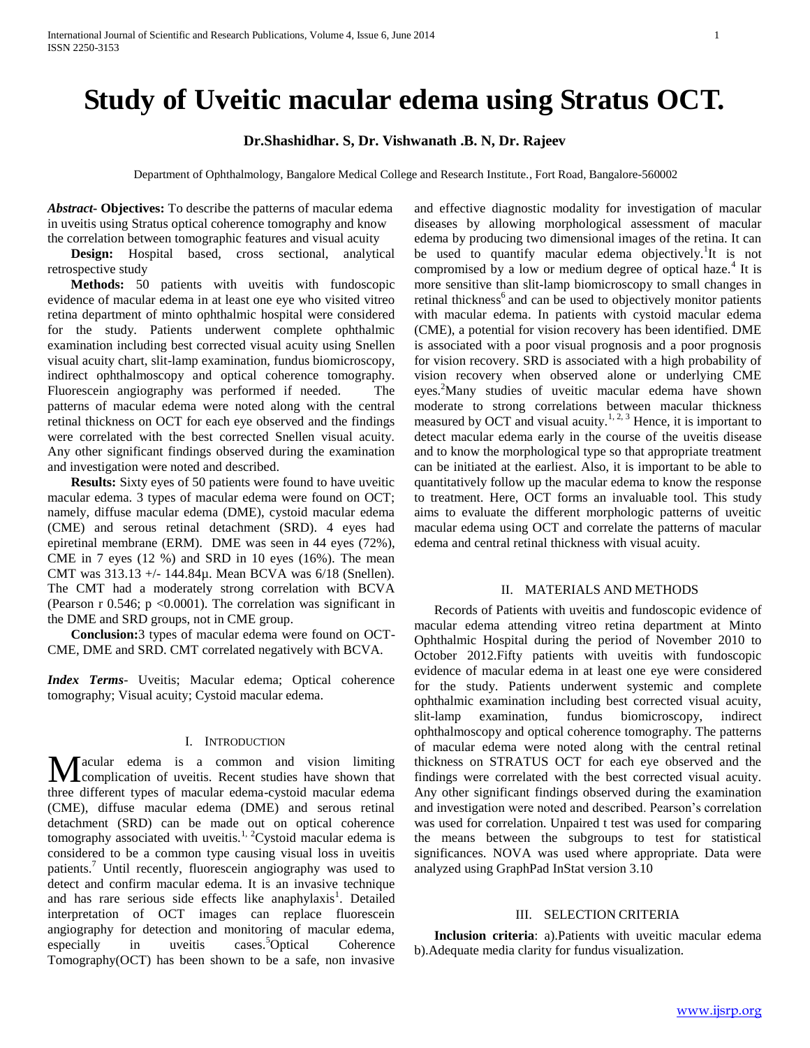# Study of Uveitic macular edema using Stratus OCT.

**Dr.Shashidhar. S, Dr. Vishwanath .B. N, Dr. Rajeev**

Department of Ophthalmology, Bangalore Medical College and Research Institute., Fort Road, Bangalore-560002

***Abstract*- Objectives:** To describe the patterns of macular edema in uveitis using Stratus optical coherence tomography and know the correlation between tomographic features and visual acuity

**Design:** Hospital based, cross sectional, analytical retrospective study

**Methods:** 50 patients with uveitis with fundoscopic evidence of macular edema in at least one eye who visited vitreo retina department of minto ophthalmic hospital were considered for the study. Patients underwent complete ophthalmic examination including best corrected visual acuity using Snellen visual acuity chart, slit-lamp examination, fundus biomicroscopy, indirect ophthalmoscopy and optical coherence tomography. Fluorescein angiography was performed if needed. The patterns of macular edema were noted along with the central retinal thickness on OCT for each eye observed and the findings were correlated with the best corrected Snellen visual acuity. Any other significant findings observed during the examination and investigation were noted and described.

**Results:** Sixty eyes of 50 patients were found to have uveitic macular edema. 3 types of macular edema were found on OCT; namely, diffuse macular edema (DME), cystoid macular edema (CME) and serous retinal detachment (SRD). 4 eyes had epiretinal membrane (ERM). DME was seen in 44 eyes (72%), CME in 7 eyes (12 %) and SRD in 10 eyes (16%). The mean CMT was 313.13 +/- 144.84µ. Mean BCVA was 6/18 (Snellen). The CMT had a moderately strong correlation with BCVA (Pearson r 0.546; p <0.0001). The correlation was significant in the DME and SRD groups, not in CME group.

**Conclusion:** 3 types of macular edema were found on OCT- CME, DME and SRD. CMT correlated negatively with BCVA.

***Index Terms***- Uveitis; Macular edema; Optical coherence tomography; Visual acuity; Cystoid macular edema.

## I. INTRODUCTION

Macular edema is a common and vision limiting complication of uveitis. Recent studies have shown that three different types of macular edema-cystoid macular edema (CME), diffuse macular edema (DME) and serous retinal detachment (SRD) can be made out on optical coherence tomography associated with uveitis.[1, 2] Cystoid macular edema is considered to be a common type causing visual loss in uveitis patients.[7] Until recently, fluorescein angiography was used to detect and confirm macular edema. It is an invasive technique and has rare serious side effects like anaphylaxis[1]. Detailed interpretation of OCT images can replace fluorescein angiography for detection and monitoring of macular edema, especially in uveitis cases.[5] Optical Coherence Tomography(OCT) has been shown to be a safe, non invasive and effective diagnostic modality for investigation of macular diseases by allowing morphological assessment of macular edema by producing two dimensional images of the retina. It can be used to quantify macular edema objectively.[1] It is not compromised by a low or medium degree of optical haze.[4] It is more sensitive than slit-lamp biomicroscopy to small changes in retinal thickness[6] and can be used to objectively monitor patients with macular edema. In patients with cystoid macular edema (CME), a potential for vision recovery has been identified. DME is associated with a poor visual prognosis and a poor prognosis for vision recovery. SRD is associated with a high probability of vision recovery when observed alone or underlying CME eyes.[2] Many studies of uveitic macular edema have shown moderate to strong correlations between macular thickness measured by OCT and visual acuity.[1, 2, 3] Hence, it is important to detect macular edema early in the course of the uveitis disease and to know the morphological type so that appropriate treatment can be initiated at the earliest. Also, it is important to be able to quantitatively follow up the macular edema to know the response to treatment. Here, OCT forms an invaluable tool. This study aims to evaluate the different morphologic patterns of uveitic macular edema using OCT and correlate the patterns of macular edema and central retinal thickness with visual acuity.

## II. MATERIALS AND METHODS

Records of Patients with uveitis and fundoscopic evidence of macular edema attending vitreo retina department at Minto Ophthalmic Hospital during the period of November 2010 to October 2012.Fifty patients with uveitis with fundoscopic evidence of macular edema in at least one eye were considered for the study. Patients underwent systemic and complete ophthalmic examination including best corrected visual acuity, slit-lamp examination, fundus biomicroscopy, indirect ophthalmoscopy and optical coherence tomography. The patterns of macular edema were noted along with the central retinal thickness on STRATUS OCT for each eye observed and the findings were correlated with the best corrected visual acuity. Any other significant findings observed during the examination and investigation were noted and described. Pearson's correlation was used for correlation. Unpaired t test was used for comparing the means between the subgroups to test for statistical significances. NOVA was used where appropriate. Data were analyzed using GraphPad InStat version 3.10

## III. SELECTION CRITERIA

**Inclusion criteria**: a).Patients with uveitic macular edema b).Adequate media clarity for fundus visualization.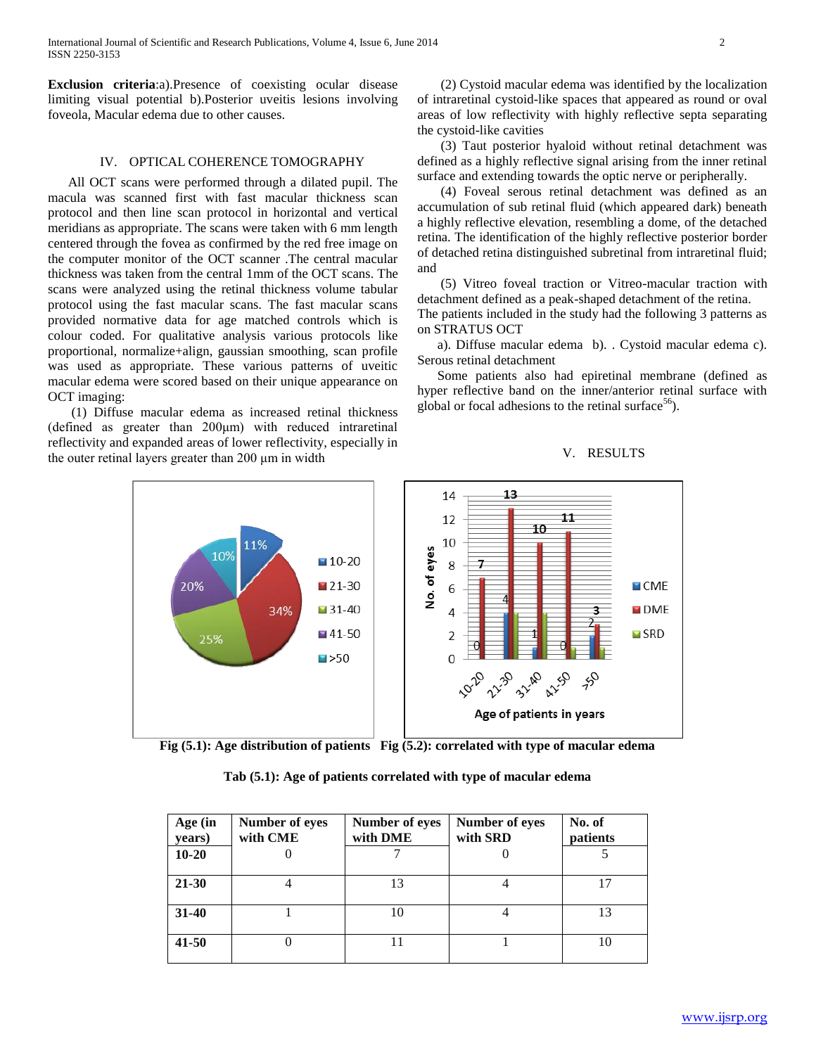**Exclusion criteria**:a).Presence of coexisting ocular disease limiting visual potential b).Posterior uveitis lesions involving foveola, Macular edema due to other causes.

## IV. OPTICAL COHERENCE TOMOGRAPHY

All OCT scans were performed through a dilated pupil. The macula was scanned first with fast macular thickness scan protocol and then line scan protocol in horizontal and vertical meridians as appropriate. The scans were taken with 6 mm length centered through the fovea as confirmed by the red free image on the computer monitor of the OCT scanner .The central macular thickness was taken from the central 1mm of the OCT scans. The scans were analyzed using the retinal thickness volume tabular protocol using the fast macular scans. The fast macular scans provided normative data for age matched controls which is colour coded. For qualitative analysis various protocols like proportional, normalize+align, gaussian smoothing, scan profile was used as appropriate. These various patterns of uveitic macular edema were scored based on their unique appearance on OCT imaging:

(1) Diffuse macular edema as increased retinal thickness (defined as greater than 200μm) with reduced intraretinal reflectivity and expanded areas of lower reflectivity, especially in the outer retinal layers greater than 200 μm in width

(2) Cystoid macular edema was identified by the localization of intraretinal cystoid-like spaces that appeared as round or oval areas of low reflectivity with highly reflective septa separating the cystoid-like cavities

(3) Taut posterior hyaloid without retinal detachment was defined as a highly reflective signal arising from the inner retinal surface and extending towards the optic nerve or peripherally.

(4) Foveal serous retinal detachment was defined as an accumulation of sub retinal fluid (which appeared dark) beneath a highly reflective elevation, resembling a dome, of the detached retina. The identification of the highly reflective posterior border of detached retina distinguished subretinal from intraretinal fluid; and

(5) Vitreo foveal traction or Vitreo-macular traction with detachment defined as a peak-shaped detachment of the retina.

The patients included in the study had the following 3 patterns as on STRATUS OCT

a). Diffuse macular edema b). . Cystoid macular edema c). Serous retinal detachment

Some patients also had epiretinal membrane (defined as hyper reflective band on the inner/anterior retinal surface with global or focal adhesions to the retinal surface[56]).

## V. RESULTS

**Fig (5.1): Age distribution of patients Fig (5.2): correlated with type of macular edema**

**Tab (5.1): Age of patients correlated with type of macular edema**

| Age (in years) | Number of eyes with CME | Number of eyes with DME | Number of eyes with SRD | No. of patients |
|---|---|---|---|---|
| **10-20** | 0 | 7 | 0 | 5 |
| **21-30** | 4 | 13 | 4 | 17 |
| **31-40** | 1 | 10 | 4 | 13 |
| **41-50** | 0 | 11 | 1 | 10 |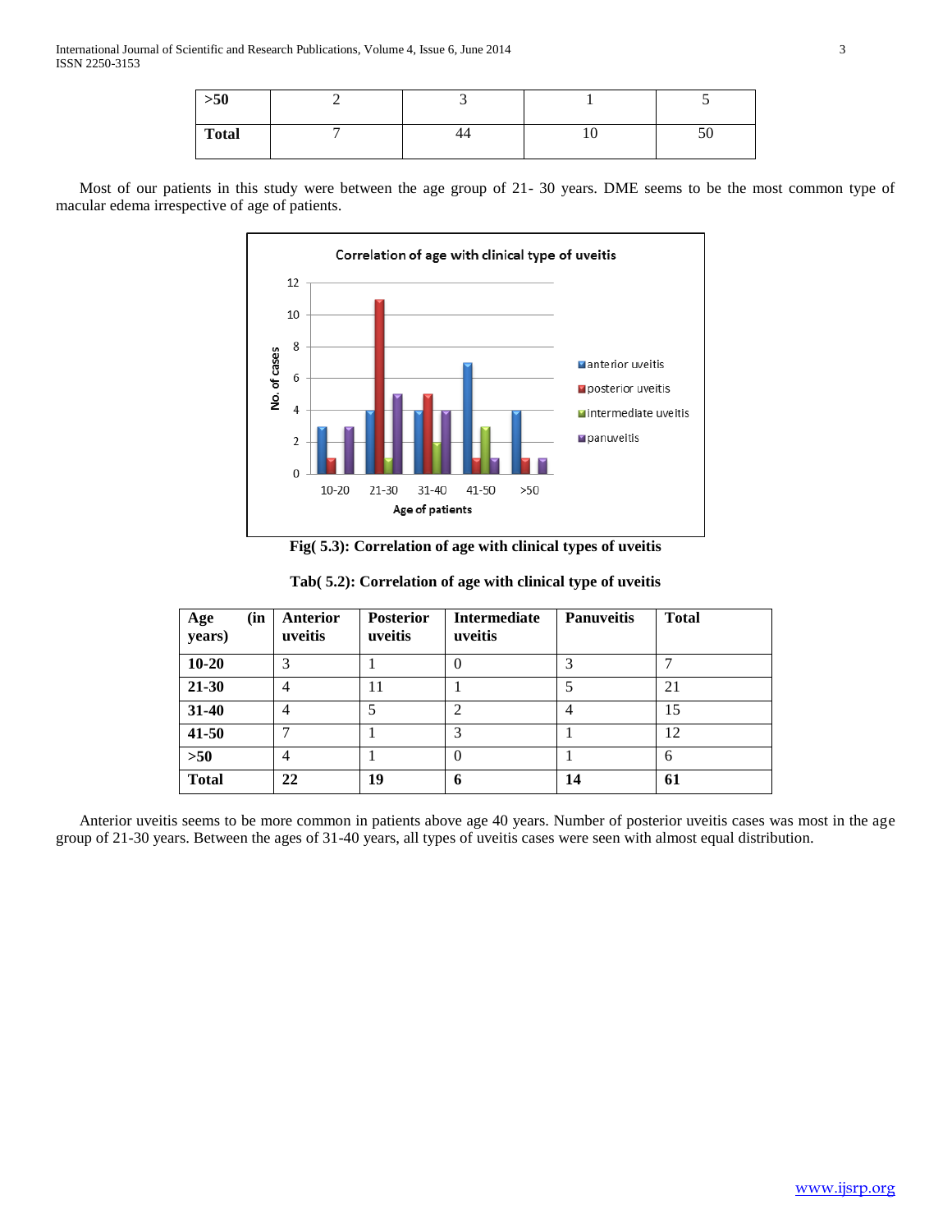| >50 | 2 | 3 | 1 | 5 |
|---|---|---|---|---|
| **Total** | 7 | 44 | 10 | 50 |

Most of our patients in this study were between the age group of 21- 30 years. DME seems to be the most common type of macular edema irrespective of age of patients.

**Fig( 5.3): Correlation of age with clinical types of uveitis**

**Tab( 5.2): Correlation of age with clinical type of uveitis**

| Age (in years) | Anterior uveitis | Posterior uveitis | Intermediate uveitis | Panuveitis | Total |
|---|---|---|---|---|---|
| **10-20** | 3 | 1 | 0 | 3 | 7 |
| **21-30** | 4 | 11 | 1 | 5 | 21 |
| **31-40** | 4 | 5 | 2 | 4 | 15 |
| **41-50** | 7 | 1 | 3 | 1 | 12 |
| **>50** | 4 | 1 | 0 | 1 | 6 |
| **Total** | **22** | **19** | **6** | **14** | **61** |

Anterior uveitis seems to be more common in patients above age 40 years. Number of posterior uveitis cases was most in the age group of 21-30 years. Between the ages of 31-40 years, all types of uveitis cases were seen with almost equal distribution.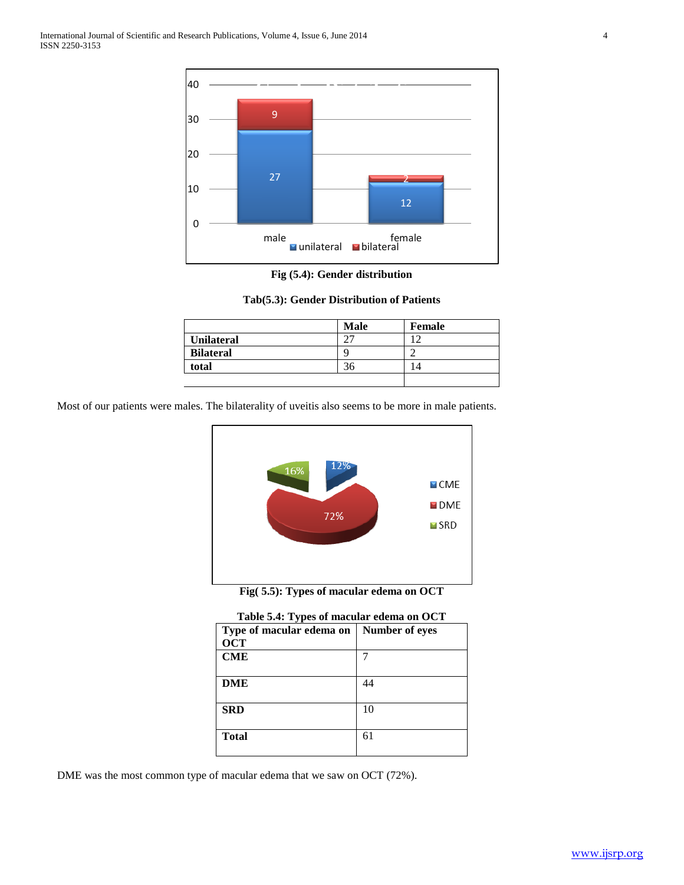Fig (5.4): Gender distribution

Tab(5.3): Gender Distribution of Patients

| | Male | Female |
|---|---|---|
| **Unilateral** | 27 | 12 |
| **Bilateral** | 9 | 2 |
| **total** | 36 | 14 |
| | | |

Most of our patients were males. The bilaterality of uveitis also seems to be more in male patients.

Fig( 5.5): Types of macular edema on OCT

Table 5.4: Types of macular edema on OCT

| Type of macular edema on OCT | Number of eyes |
|---|---|
| **CME** | 7 |
| **DME** | 44 |
| **SRD** | 10 |
| **Total** | 61 |

DME was the most common type of macular edema that we saw on OCT (72%).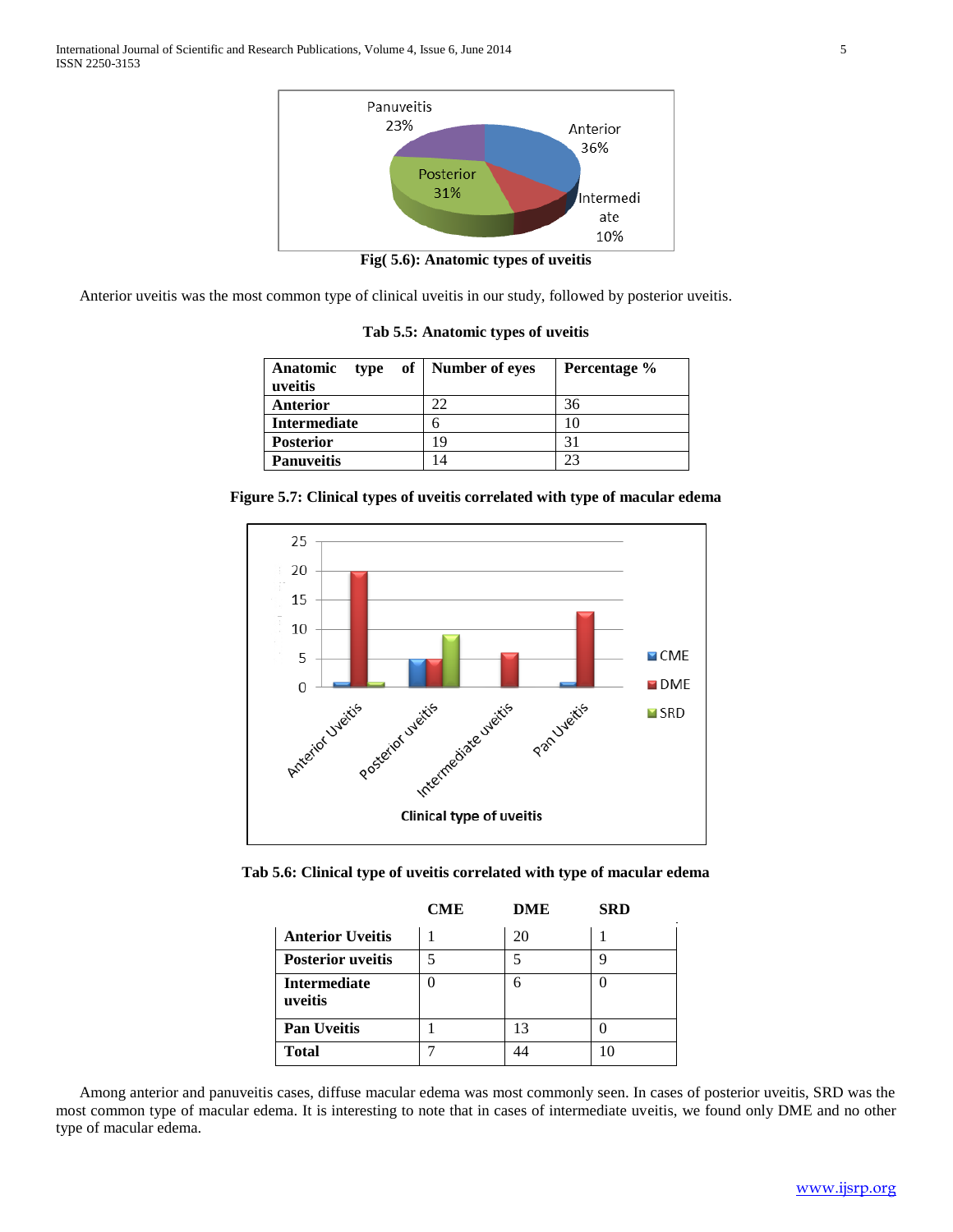Fig( 5.6): Anatomic types of uveitis

Anterior uveitis was the most common type of clinical uveitis in our study, followed by posterior uveitis.

**Tab 5.5: Anatomic types of uveitis**

| Anatomic type of uveitis | Number of eyes | Percentage % |
|---|---|---|
| **Anterior** | 22 | 36 |
| **Intermediate** | 6 | 10 |
| **Posterior** | 19 | 31 |
| **Panuveitis** | 14 | 23 |

**Figure 5.7: Clinical types of uveitis correlated with type of macular edema**

**Tab 5.6: Clinical type of uveitis correlated with type of macular edema**

| | CME | DME | SRD |
|---|---|---|---|
| **Anterior Uveitis** | 1 | 20 | 1 |
| **Posterior uveitis** | 5 | 5 | 9 |
| **Intermediate uveitis** | 0 | 6 | 0 |
| **Pan Uveitis** | 1 | 13 | 0 |
| **Total** | 7 | 44 | 10 |

Among anterior and panuveitis cases, diffuse macular edema was most commonly seen. In cases of posterior uveitis, SRD was the most common type of macular edema. It is interesting to note that in cases of intermediate uveitis, we found only DME and no other type of macular edema.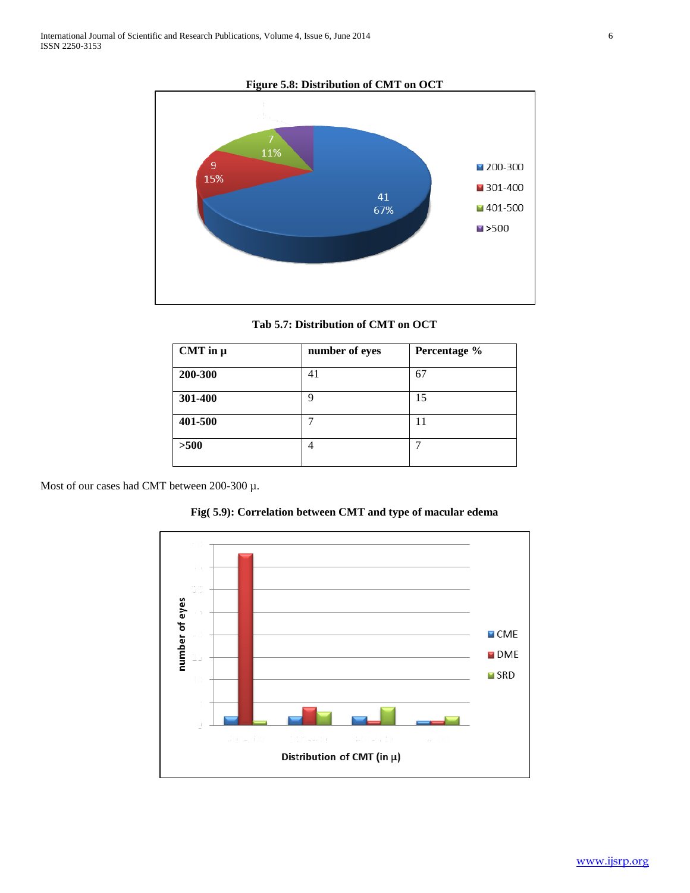**Figure 5.8: Distribution of CMT on OCT**

**Tab 5.7: Distribution of CMT on OCT**

| CMT in µ | number of eyes | Percentage % |
|---|---|---|
| **200-300** | 41 | 67 |
| **301-400** | 9 | 15 |
| **401-500** | 7 | 11 |
| **>500** | 4 | 7 |

Most of our cases had CMT between 200-300 µ.

**Fig( 5.9): Correlation between CMT and type of macular edema**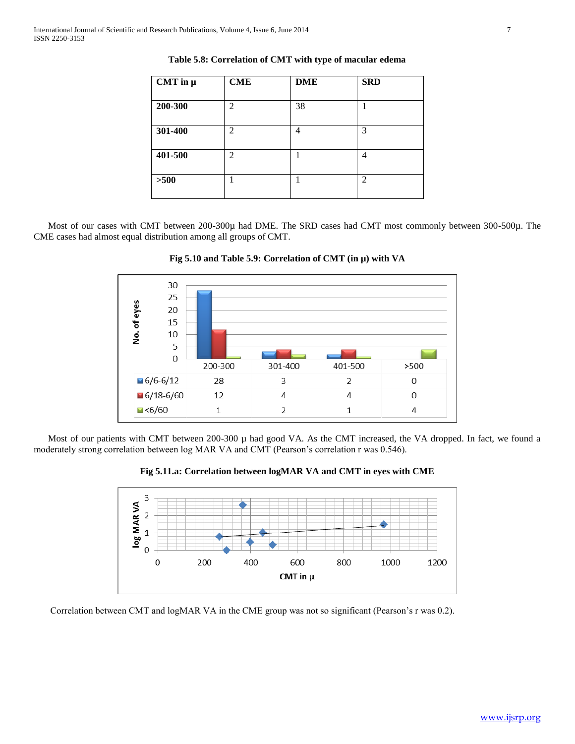**Table 5.8: Correlation of CMT with type of macular edema**

| CMT in μ | CME | DME | SRD |
|---|---|---|---|
| **200-300** | 2 | 38 | 1 |
| **301-400** | 2 | 4 | 3 |
| **401-500** | 2 | 1 | 4 |
| **>500** | 1 | 1 | 2 |

Most of our cases with CMT between 200-300μ had DME. The SRD cases had CMT most commonly between 300-500μ. The CME cases had almost equal distribution among all groups of CMT.

**Fig 5.10 and Table 5.9: Correlation of CMT (in μ) with VA**

| | 200-300 | 301-400 | 401-500 | >500 |
|---|---|---|---|---|
| 6/6-6/12 | 28 | 3 | 2 | 0 |
| 6/18-6/60 | 12 | 4 | 4 | 0 |
| <6/60 | 1 | 2 | 1 | 4 |

Most of our patients with CMT between 200-300 μ had good VA. As the CMT increased, the VA dropped. In fact, we found a moderately strong correlation between log MAR VA and CMT (Pearson's correlation r was 0.546).

**Fig 5.11.a: Correlation between logMAR VA and CMT in eyes with CME**

Correlation between CMT and logMAR VA in the CME group was not so significant (Pearson's r was 0.2).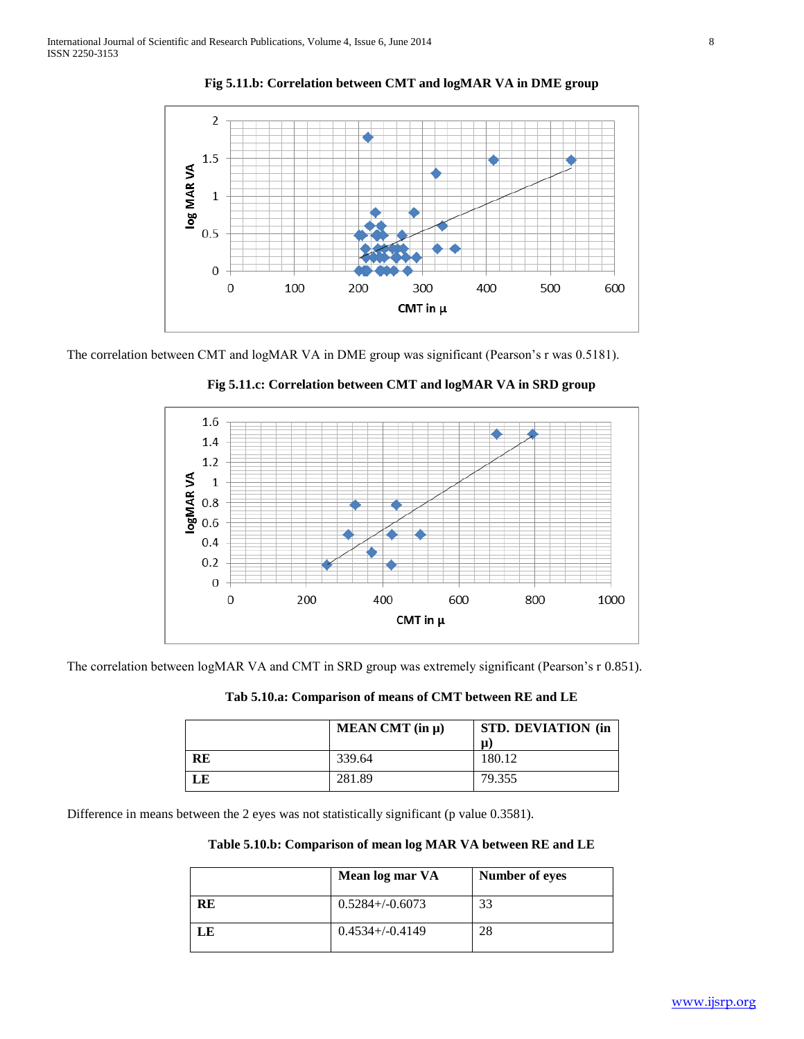**Fig 5.11.b: Correlation between CMT and logMAR VA in DME group**

The correlation between CMT and logMAR VA in DME group was significant (Pearson's r was 0.5181).

**Fig 5.11.c: Correlation between CMT and logMAR VA in SRD group**

The correlation between logMAR VA and CMT in SRD group was extremely significant (Pearson's r 0.851).

**Tab 5.10.a: Comparison of means of CMT between RE and LE**

| | MEAN CMT (in μ) | STD. DEVIATION (in μ) |
|---|---|---|
| **RE** | 339.64 | 180.12 |
| **LE** | 281.89 | 79.355 |

Difference in means between the 2 eyes was not statistically significant (p value 0.3581).

**Table 5.10.b: Comparison of mean log MAR VA between RE and LE**

| | Mean log mar VA | Number of eyes |
|---|---|---|
| **RE** | 0.5284+/-0.6073 | 33 |
| **LE** | 0.4534+/-0.4149 | 28 |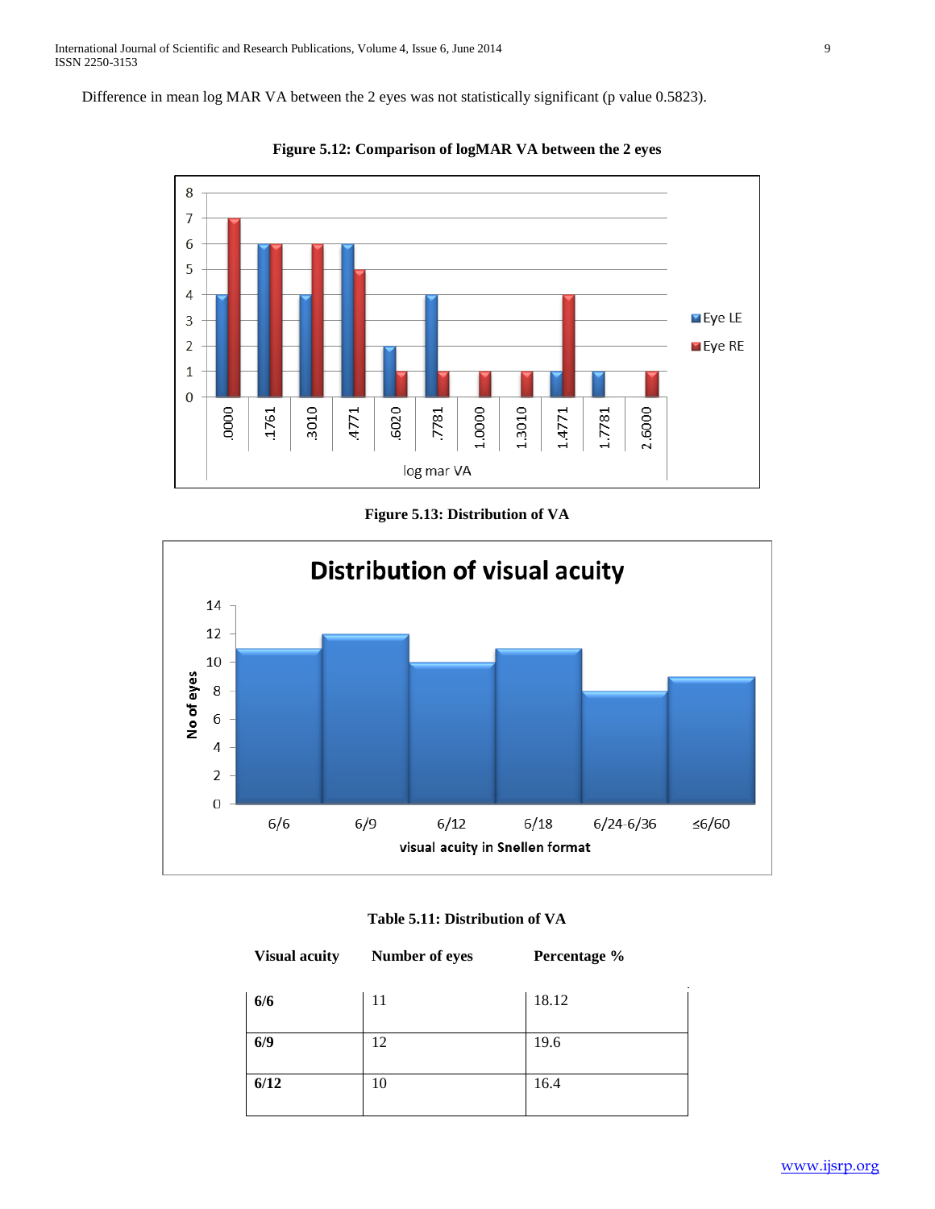Difference in mean log MAR VA between the 2 eyes was not statistically significant (p value 0.5823).

**Figure 5.12: Comparison of logMAR VA between the 2 eyes**

**Figure 5.13: Distribution of VA**

**Table 5.11: Distribution of VA**

| Visual acuity | Number of eyes | Percentage % |
|---|---|---|
| **6/6** | 11 | 18.12 |
| **6/9** | 12 | 19.6 |
| **6/12** | 10 | 16.4 |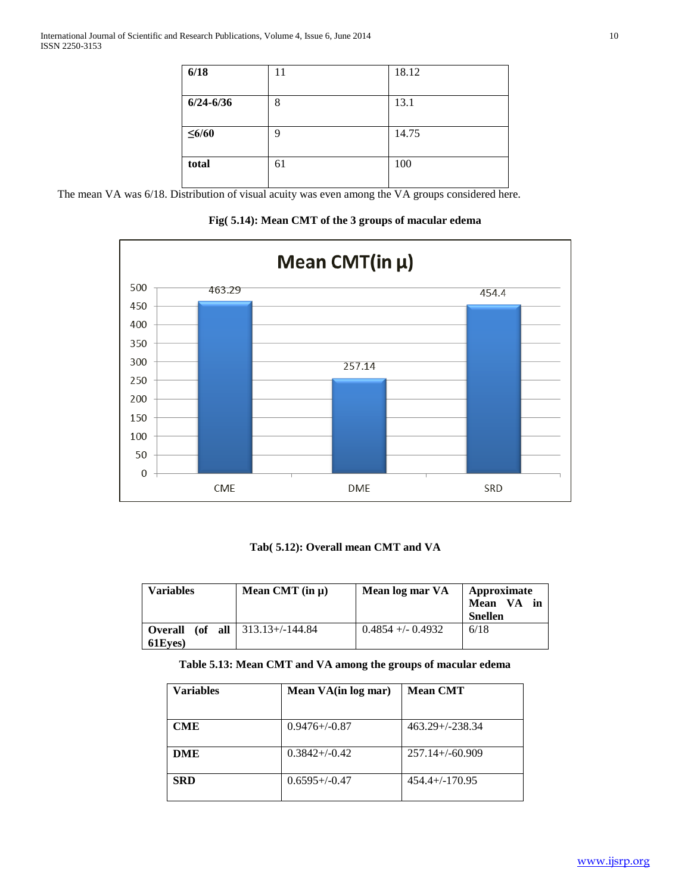| 6/18 | 11 | 18.12 |
|---|---|---|
| 6/24-6/36 | 8 | 13.1 |
| ≤6/60 | 9 | 14.75 |
| total | 61 | 100 |

The mean VA was 6/18. Distribution of visual acuity was even among the VA groups considered here.

**Fig( 5.14): Mean CMT of the 3 groups of macular edema**

**Tab( 5.12): Overall mean CMT and VA**

| Variables | Mean CMT (in µ) | Mean log mar VA | Approximate Mean VA in Snellen |
|---|---|---|---|
| Overall (of all 61Eyes) | 313.13+/-144.84 | 0.4854 +/- 0.4932 | 6/18 |

**Table 5.13: Mean CMT and VA among the groups of macular edema**

| Variables | Mean VA(in log mar) | Mean CMT |
|---|---|---|
| CME | 0.9476+/-0.87 | 463.29+/-238.34 |
| DME | 0.3842+/-0.42 | 257.14+/-60.909 |
| SRD | 0.6595+/-0.47 | 454.4+/-170.95 |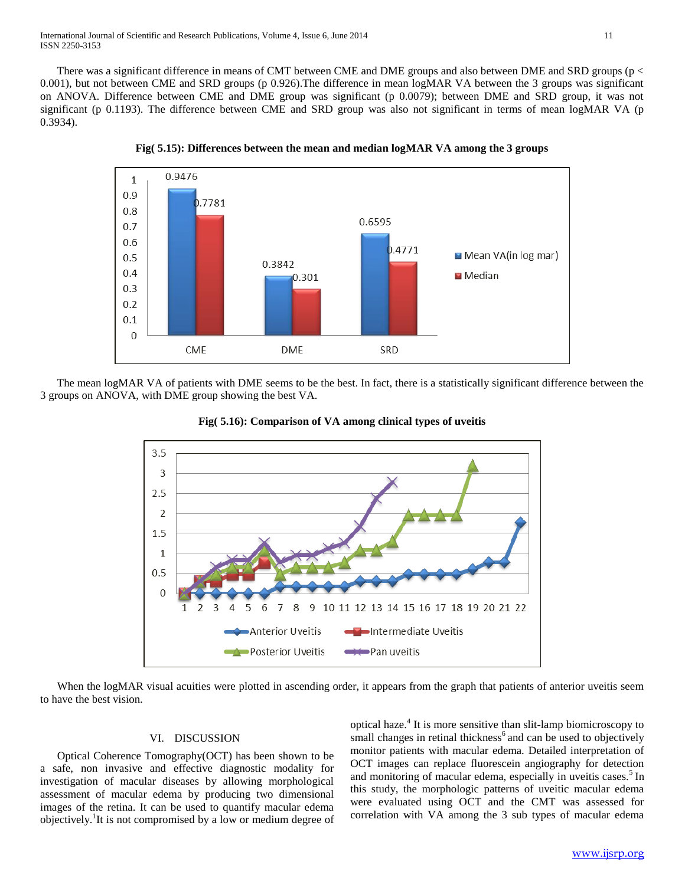There was a significant difference in means of CMT between CME and DME groups and also between DME and SRD groups ($p < 0.001$), but not between CME and SRD groups (p 0.926).The difference in mean logMAR VA between the 3 groups was significant on ANOVA. Difference between CME and DME group was significant (p 0.0079); between DME and SRD group, it was not significant (p 0.1193). The difference between CME and SRD group was also not significant in terms of mean logMAR VA (p 0.3934).

**Fig( 5.15): Differences between the mean and median logMAR VA among the 3 groups**

| | Mean VA(in log mar) | Median |
|---|---|---|
| CME | 0.9476 | 0.7781 |
| DME | 0.3842 | 0.301 |
| SRD | 0.6595 | 0.4771 |

The mean logMAR VA of patients with DME seems to be the best. In fact, there is a statistically significant difference between the 3 groups on ANOVA, with DME group showing the best VA.

**Fig( 5.16): Comparison of VA among clinical types of uveitis**

When the logMAR visual acuities were plotted in ascending order, it appears from the graph that patients of anterior uveitis seem to have the best vision.

## VI. DISCUSSION

Optical Coherence Tomography(OCT) has been shown to be a safe, non invasive and effective diagnostic modality for investigation of macular diseases by allowing morphological assessment of macular edema by producing two dimensional images of the retina. It can be used to quantify macular edema objectively.[1] It is not compromised by a low or medium degree of optical haze.[4] It is more sensitive than slit-lamp biomicroscopy to small changes in retinal thickness[6] and can be used to objectively monitor patients with macular edema. Detailed interpretation of OCT images can replace fluorescein angiography for detection and monitoring of macular edema, especially in uveitis cases.[5] In this study, the morphologic patterns of uveitic macular edema were evaluated using OCT and the CMT was assessed for correlation with VA among the 3 sub types of macular edema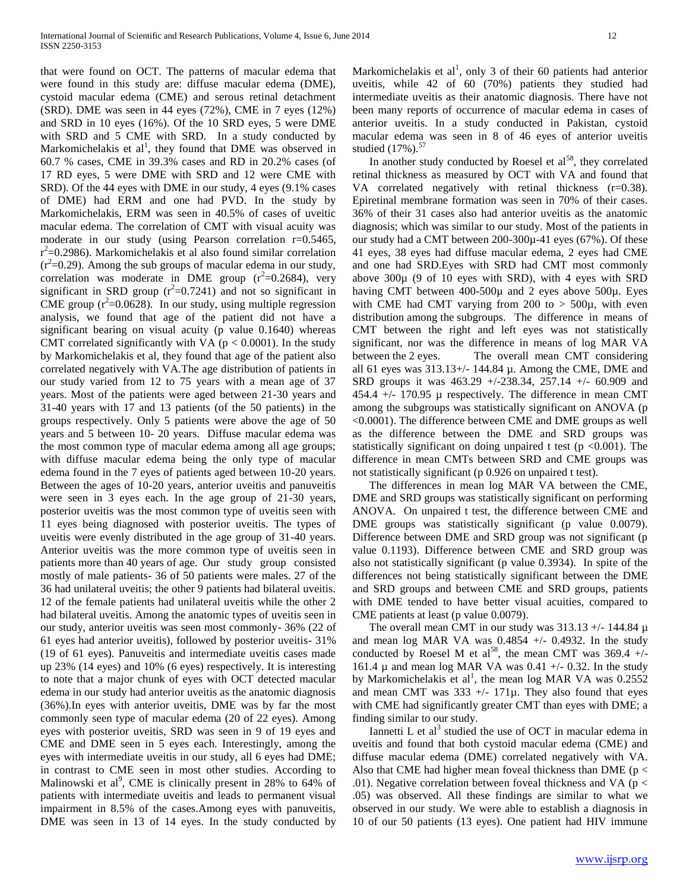that were found on OCT. The patterns of macular edema that were found in this study are: diffuse macular edema (DME), cystoid macular edema (CME) and serous retinal detachment (SRD). DME was seen in 44 eyes (72%), CME in 7 eyes (12%) and SRD in 10 eyes (16%). Of the 10 SRD eyes, 5 were DME with SRD and 5 CME with SRD. In a study conducted by Markomichelakis et al[1], they found that DME was observed in 60.7 % cases, CME in 39.3% cases and RD in 20.2% cases (of 17 RD eyes, 5 were DME with SRD and 12 were CME with SRD). Of the 44 eyes with DME in our study, 4 eyes (9.1% cases of DME) had ERM and one had PVD. In the study by Markomichelakis, ERM was seen in 40.5% of cases of uveitic macular edema. The correlation of CMT with visual acuity was moderate in our study (using Pearson correlation r=0.5465, $r^2$=0.2986). Markomichelakis et al also found similar correlation ($r^2$=0.29). Among the sub groups of macular edema in our study, correlation was moderate in DME group ($r^2$=0.2684), very significant in SRD group ($r^2$=0.7241) and not so significant in CME group ($r^2$=0.0628). In our study, using multiple regression analysis, we found that age of the patient did not have a significant bearing on visual acuity (p value 0.1640) whereas CMT correlated significantly with VA ($p < 0.0001$). In the study by Markomichelakis et al, they found that age of the patient also correlated negatively with VA.The age distribution of patients in our study varied from 12 to 75 years with a mean age of 37 years. Most of the patients were aged between 21-30 years and 31-40 years with 17 and 13 patients (of the 50 patients) in the groups respectively. Only 5 patients were above the age of 50 years and 5 between 10- 20 years. Diffuse macular edema was the most common type of macular edema among all age groups; with diffuse macular edema being the only type of macular edema found in the 7 eyes of patients aged between 10-20 years. Between the ages of 10-20 years, anterior uveitis and panuveitis were seen in 3 eyes each. In the age group of 21-30 years, posterior uveitis was the most common type of uveitis seen with 11 eyes being diagnosed with posterior uveitis. The types of uveitis were evenly distributed in the age group of 31-40 years. Anterior uveitis was the more common type of uveitis seen in patients more than 40 years of age. Our study group consisted mostly of male patients- 36 of 50 patients were males. 27 of the 36 had unilateral uveitis; the other 9 patients had bilateral uveitis. 12 of the female patients had unilateral uveitis while the other 2 had bilateral uveitis. Among the anatomic types of uveitis seen in our study, anterior uveitis was seen most commonly- 36% (22 of 61 eyes had anterior uveitis), followed by posterior uveitis- 31% (19 of 61 eyes). Panuveitis and intermediate uveitis cases made up 23% (14 eyes) and 10% (6 eyes) respectively. It is interesting to note that a major chunk of eyes with OCT detected macular edema in our study had anterior uveitis as the anatomic diagnosis (36%).In eyes with anterior uveitis, DME was by far the most commonly seen type of macular edema (20 of 22 eyes). Among eyes with posterior uveitis, SRD was seen in 9 of 19 eyes and CME and DME seen in 5 eyes each. Interestingly, among the eyes with intermediate uveitis in our study, all 6 eyes had DME; in contrast to CME seen in most other studies. According to Malinowski et al[9], CME is clinically present in 28% to 64% of patients with intermediate uveitis and leads to permanent visual impairment in 8.5% of the cases.Among eyes with panuveitis, DME was seen in 13 of 14 eyes. In the study conducted by Markomichelakis et al[1], only 3 of their 60 patients had anterior uveitis, while 42 of 60 (70%) patients they studied had intermediate uveitis as their anatomic diagnosis. There have not been many reports of occurrence of macular edema in cases of anterior uveitis. In a study conducted in Pakistan, cystoid macular edema was seen in 8 of 46 eyes of anterior uveitis studied (17%).[57]

In another study conducted by Roesel et al[58], they correlated retinal thickness as measured by OCT with VA and found that VA correlated negatively with retinal thickness (r=0.38). Epiretinal membrane formation was seen in 70% of their cases. 36% of their 31 cases also had anterior uveitis as the anatomic diagnosis; which was similar to our study. Most of the patients in our study had a CMT between 200-300µ-41 eyes (67%). Of these 41 eyes, 38 eyes had diffuse macular edema, 2 eyes had CME and one had SRD.Eyes with SRD had CMT most commonly above 300µ (9 of 10 eyes with SRD), with 4 eyes with SRD having CMT between 400-500µ and 2 eyes above 500µ. Eyes with CME had CMT varying from 200 to > 500µ, with even distribution among the subgroups. The difference in means of CMT between the right and left eyes was not statistically significant, nor was the difference in means of log MAR VA between the 2 eyes. The overall mean CMT considering all 61 eyes was 313.13+/- 144.84 µ. Among the CME, DME and SRD groups it was 463.29 +/-238.34, 257.14 +/- 60.909 and 454.4 +/- 170.95 µ respectively. The difference in mean CMT among the subgroups was statistically significant on ANOVA ($p < 0.0001$). The difference between CME and DME groups as well as the difference between the DME and SRD groups was statistically significant on doing unpaired t test ($p < 0.001$). The difference in mean CMTs between SRD and CME groups was not statistically significant (p 0.926 on unpaired t test).

The differences in mean log MAR VA between the CME, DME and SRD groups was statistically significant on performing ANOVA. On unpaired t test, the difference between CME and DME groups was statistically significant (p value 0.0079). Difference between DME and SRD group was not significant (p value 0.1193). Difference between CME and SRD group was also not statistically significant (p value 0.3934). In spite of the differences not being statistically significant between the DME and SRD groups and between CME and SRD groups, patients with DME tended to have better visual acuities, compared to CME patients at least (p value 0.0079).

The overall mean CMT in our study was 313.13 +/- 144.84 µ and mean log MAR VA was 0.4854 +/- 0.4932. In the study conducted by Roesel M et al[58], the mean CMT was 369.4 +/- 161.4 µ and mean log MAR VA was 0.41 +/- 0.32. In the study by Markomichelakis et al[1], the mean log MAR VA was 0.2552 and mean CMT was 333 +/- 171µ. They also found that eyes with CME had significantly greater CMT than eyes with DME; a finding similar to our study.

Iannetti L et al[3] studied the use of OCT in macular edema in uveitis and found that both cystoid macular edema (CME) and diffuse macular edema (DME) correlated negatively with VA. Also that CME had higher mean foveal thickness than DME ($p < .01$). Negative correlation between foveal thickness and VA ($p < .05$) was observed. All these findings are similar to what we observed in our study. We were able to establish a diagnosis in 10 of our 50 patients (13 eyes). One patient had HIV immune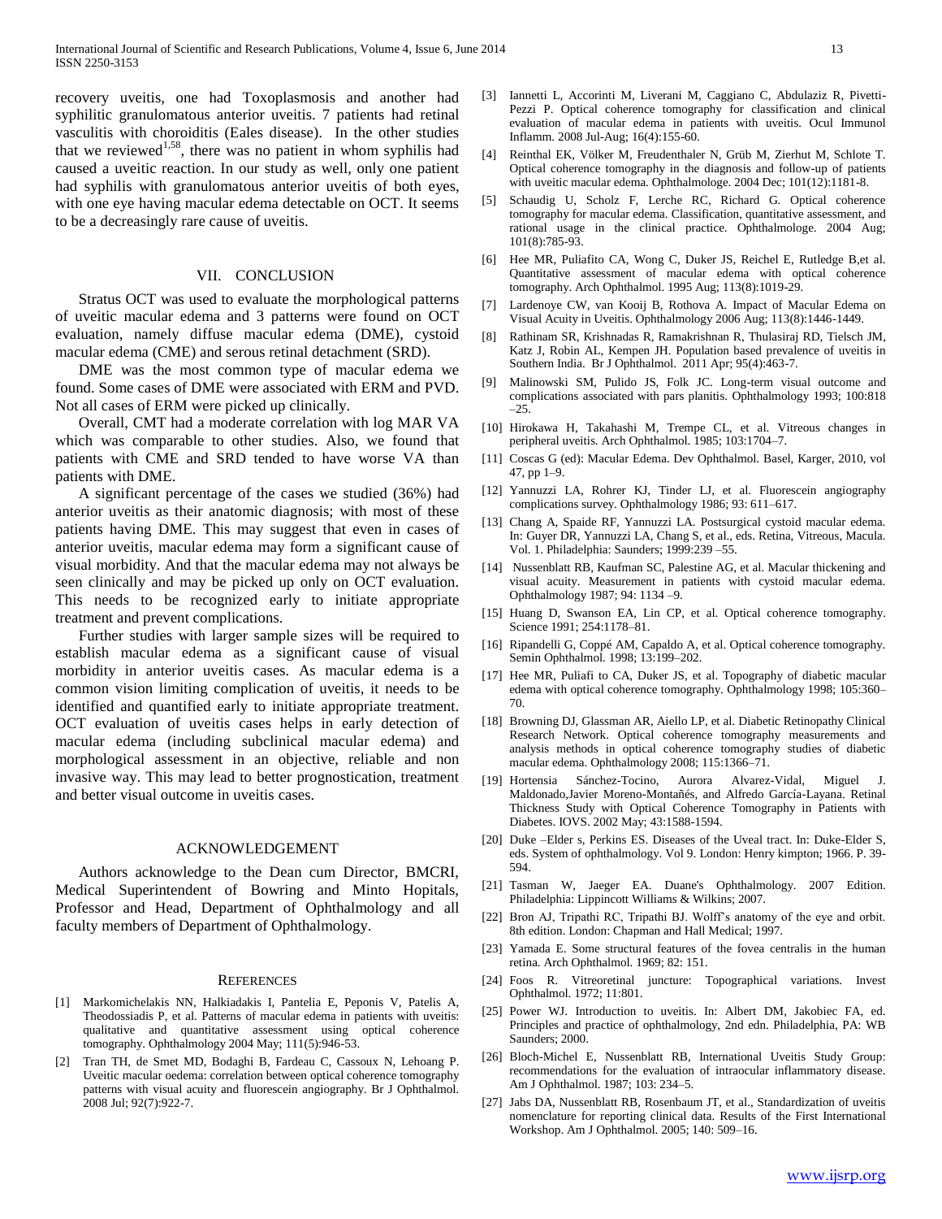recovery uveitis, one had Toxoplasmosis and another had syphilitic granulomatous anterior uveitis. 7 patients had retinal vasculitis with choroiditis (Eales disease). In the other studies that we reviewed[1,58], there was no patient in whom syphilis had caused a uveitic reaction. In our study as well, only one patient had syphilis with granulomatous anterior uveitis of both eyes, with one eye having macular edema detectable on OCT. It seems to be a decreasingly rare cause of uveitis.

## VII. CONCLUSION

Stratus OCT was used to evaluate the morphological patterns of uveitic macular edema and 3 patterns were found on OCT evaluation, namely diffuse macular edema (DME), cystoid macular edema (CME) and serous retinal detachment (SRD).

DME was the most common type of macular edema we found. Some cases of DME were associated with ERM and PVD. Not all cases of ERM were picked up clinically.

Overall, CMT had a moderate correlation with log MAR VA which was comparable to other studies. Also, we found that patients with CME and SRD tended to have worse VA than patients with DME.

A significant percentage of the cases we studied (36%) had anterior uveitis as their anatomic diagnosis; with most of these patients having DME. This may suggest that even in cases of anterior uveitis, macular edema may form a significant cause of visual morbidity. And that the macular edema may not always be seen clinically and may be picked up only on OCT evaluation. This needs to be recognized early to initiate appropriate treatment and prevent complications.

Further studies with larger sample sizes will be required to establish macular edema as a significant cause of visual morbidity in anterior uveitis cases. As macular edema is a common vision limiting complication of uveitis, it needs to be identified and quantified early to initiate appropriate treatment. OCT evaluation of uveitis cases helps in early detection of macular edema (including subclinical macular edema) and morphological assessment in an objective, reliable and non invasive way. This may lead to better prognostication, treatment and better visual outcome in uveitis cases.

## ACKNOWLEDGEMENT

Authors acknowledge to the Dean cum Director, BMCRI, Medical Superintendent of Bowring and Minto Hopitals, Professor and Head, Department of Ophthalmology and all faculty members of Department of Ophthalmology.

## REFERENCES

[1] Markomichelakis NN, Halkiadakis I, Pantelia E, Peponis V, Patelis A, Theodossiadis P, et al. Patterns of macular edema in patients with uveitis: qualitative and quantitative assessment using optical coherence tomography. Ophthalmology 2004 May; 111(5):946-53.

[2] Tran TH, de Smet MD, Bodaghi B, Fardeau C, Cassoux N, Lehoang P. Uveitic macular oedema: correlation between optical coherence tomography patterns with visual acuity and fluorescein angiography. Br J Ophthalmol. 2008 Jul; 92(7):922-7.

[3] Iannetti L, Accorinti M, Liverani M, Caggiano C, Abdulaziz R, Pivetti-Pezzi P. Optical coherence tomography for classification and clinical evaluation of macular edema in patients with uveitis. Ocul Immunol Inflamm. 2008 Jul-Aug; 16(4):155-60.

[4] Reinthal EK, Völker M, Freudenthaler N, Grüb M, Zierhut M, Schlote T. Optical coherence tomography in the diagnosis and follow-up of patients with uveitic macular edema. Ophthalmologe. 2004 Dec; 101(12):1181-8.

[5] Schaudig U, Scholz F, Lerche RC, Richard G. Optical coherence tomography for macular edema. Classification, quantitative assessment, and rational usage in the clinical practice. Ophthalmologe. 2004 Aug; 101(8):785-93.

[6] Hee MR, Puliafito CA, Wong C, Duker JS, Reichel E, Rutledge B,et al. Quantitative assessment of macular edema with optical coherence tomography. Arch Ophthalmol. 1995 Aug; 113(8):1019-29.

[7] Lardenoye CW, van Kooij B, Rothova A. Impact of Macular Edema on Visual Acuity in Uveitis. Ophthalmology 2006 Aug; 113(8):1446-1449.

[8] Rathinam SR, Krishnadas R, Ramakrishnan R, Thulasiraj RD, Tielsch JM, Katz J, Robin AL, Kempen JH. Population based prevalence of uveitis in Southern India. Br J Ophthalmol. 2011 Apr; 95(4):463-7.

[9] Malinowski SM, Pulido JS, Folk JC. Long-term visual outcome and complications associated with pars planitis. Ophthalmology 1993; 100:818–25.

[10] Hirokawa H, Takahashi M, Trempe CL, et al. Vitreous changes in peripheral uveitis. Arch Ophthalmol. 1985; 103:1704–7.

[11] Coscas G (ed): Macular Edema. Dev Ophthalmol. Basel, Karger, 2010, vol 47, pp 1–9.

[12] Yannuzzi LA, Rohrer KJ, Tinder LJ, et al. Fluorescein angiography complications survey. Ophthalmology 1986; 93: 611–617.

[13] Chang A, Spaide RF, Yannuzzi LA. Postsurgical cystoid macular edema. In: Guyer DR, Yannuzzi LA, Chang S, et al., eds. Retina, Vitreous, Macula. Vol. 1. Philadelphia: Saunders; 1999:239 –55.

[14] Nussenblatt RB, Kaufman SC, Palestine AG, et al. Macular thickening and visual acuity. Measurement in patients with cystoid macular edema. Ophthalmology 1987; 94: 1134 –9.

[15] Huang D, Swanson EA, Lin CP, et al. Optical coherence tomography. Science 1991; 254:1178–81.

[16] Ripandelli G, Coppé AM, Capaldo A, et al. Optical coherence tomography. Semin Ophthalmol. 1998; 13:199–202.

[17] Hee MR, Puliafi to CA, Duker JS, et al. Topography of diabetic macular edema with optical coherence tomography. Ophthalmology 1998; 105:360–70.

[18] Browning DJ, Glassman AR, Aiello LP, et al. Diabetic Retinopathy Clinical Research Network. Optical coherence tomography measurements and analysis methods in optical coherence tomography studies of diabetic macular edema. Ophthalmology 2008; 115:1366–71.

[19] Hortensia Sánchez-Tocino, Aurora Alvarez-Vidal, Miguel J. Maldonado,Javier Moreno-Montañés, and Alfredo García-Layana. Retinal Thickness Study with Optical Coherence Tomography in Patients with Diabetes. IOVS. 2002 May; 43:1588-1594.

[20] Duke –Elder s, Perkins ES. Diseases of the Uveal tract. In: Duke-Elder S, eds. System of ophthalmology. Vol 9. London: Henry kimpton; 1966. P. 39-594.

[21] Tasman W, Jaeger EA. Duane's Ophthalmology. 2007 Edition. Philadelphia: Lippincott Williams & Wilkins; 2007.

[22] Bron AJ, Tripathi RC, Tripathi BJ. Wolff's anatomy of the eye and orbit. 8th edition. London: Chapman and Hall Medical; 1997.

[23] Yamada E. Some structural features of the fovea centralis in the human retina. Arch Ophthalmol. 1969; 82: 151.

[24] Foos R. Vitreoretinal juncture: Topographical variations. Invest Ophthalmol. 1972; 11:801.

[25] Power WJ. Introduction to uveitis. In: Albert DM, Jakobiec FA, ed. Principles and practice of ophthalmology, 2nd edn. Philadelphia, PA: WB Saunders; 2000.

[26] Bloch-Michel E, Nussenblatt RB, International Uveitis Study Group: recommendations for the evaluation of intraocular inflammatory disease. Am J Ophthalmol. 1987; 103: 234–5.

[27] Jabs DA, Nussenblatt RB, Rosenbaum JT, et al., Standardization of uveitis nomenclature for reporting clinical data. Results of the First International Workshop. Am J Ophthalmol. 2005; 140: 509–16.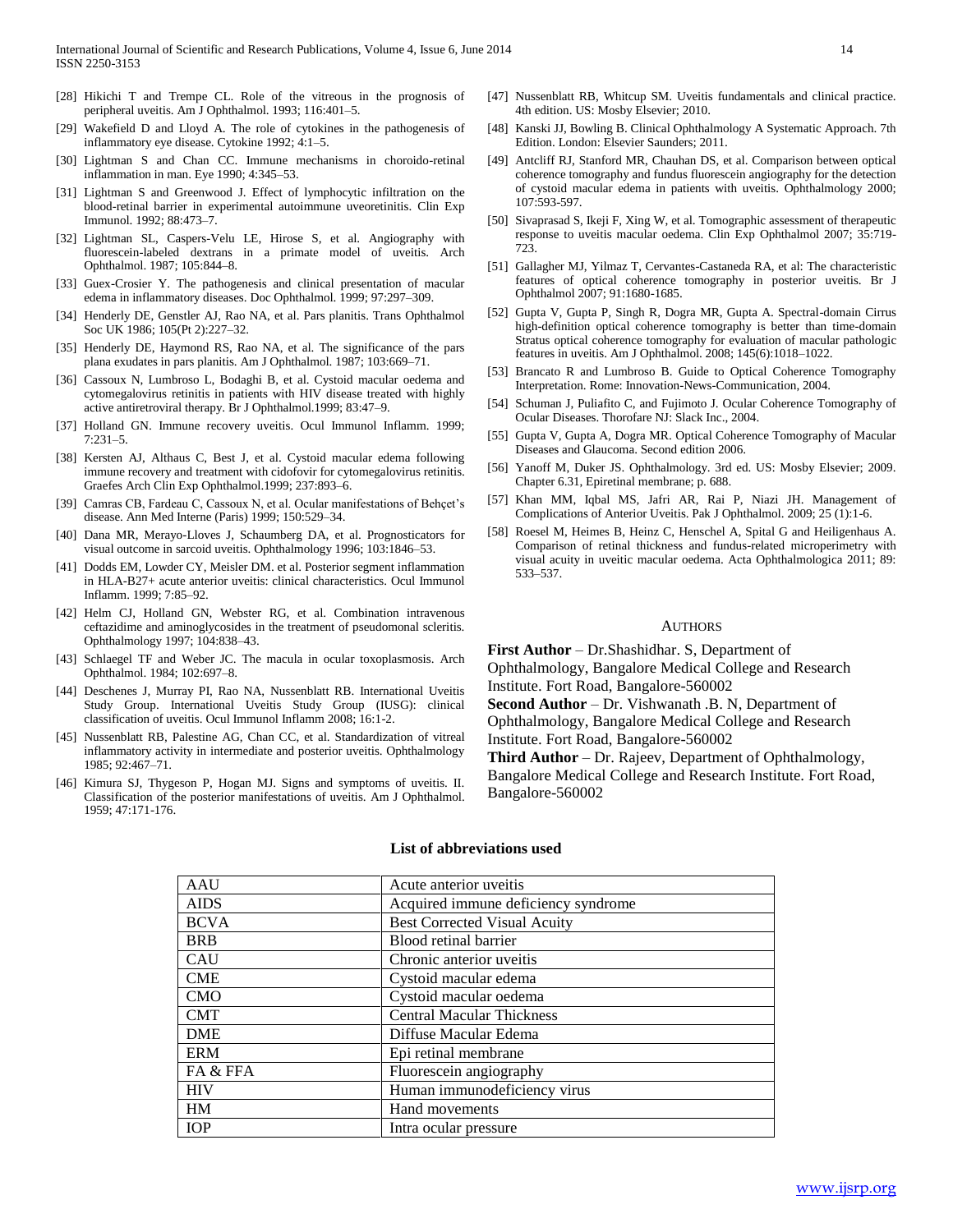[28] Hikichi T and Trempe CL. Role of the vitreous in the prognosis of peripheral uveitis. Am J Ophthalmol. 1993; 116:401–5.

[29] Wakefield D and Lloyd A. The role of cytokines in the pathogenesis of inflammatory eye disease. Cytokine 1992; 4:1–5.

[30] Lightman S and Chan CC. Immune mechanisms in choroido-retinal inflammation in man. Eye 1990; 4:345–53.

[31] Lightman S and Greenwood J. Effect of lymphocytic infiltration on the blood-retinal barrier in experimental autoimmune uveoretinitis. Clin Exp Immunol. 1992; 88:473–7.

[32] Lightman SL, Caspers-Velu LE, Hirose S, et al. Angiography with fluorescein-labeled dextrans in a primate model of uveitis. Arch Ophthalmol. 1987; 105:844–8.

[33] Guex-Crosier Y. The pathogenesis and clinical presentation of macular edema in inflammatory diseases. Doc Ophthalmol. 1999; 97:297–309.

[34] Henderly DE, Genstler AJ, Rao NA, et al. Pars planitis. Trans Ophthalmol Soc UK 1986; 105(Pt 2):227–32.

[35] Henderly DE, Haymond RS, Rao NA, et al. The significance of the pars plana exudates in pars planitis. Am J Ophthalmol. 1987; 103:669–71.

[36] Cassoux N, Lumbroso L, Bodaghi B, et al. Cystoid macular oedema and cytomegalovirus retinitis in patients with HIV disease treated with highly active antiretroviral therapy. Br J Ophthalmol.1999; 83:47–9.

[37] Holland GN. Immune recovery uveitis. Ocul Immunol Inflamm. 1999; 7:231–5.

[38] Kersten AJ, Althaus C, Best J, et al. Cystoid macular edema following immune recovery and treatment with cidofovir for cytomegalovirus retinitis. Graefes Arch Clin Exp Ophthalmol.1999; 237:893–6.

[39] Camras CB, Fardeau C, Cassoux N, et al. Ocular manifestations of Behçet's disease. Ann Med Interne (Paris) 1999; 150:529–34.

[40] Dana MR, Merayo-Lloves J, Schaumberg DA, et al. Prognosticators for visual outcome in sarcoid uveitis. Ophthalmology 1996; 103:1846–53.

[41] Dodds EM, Lowder CY, Meisler DM. et al. Posterior segment inflammation in HLA-B27+ acute anterior uveitis: clinical characteristics. Ocul Immunol Inflamm. 1999; 7:85–92.

[42] Helm CJ, Holland GN, Webster RG, et al. Combination intravenous ceftazidime and aminoglycosides in the treatment of pseudomonal scleritis. Ophthalmology 1997; 104:838–43.

[43] Schlaegel TF and Weber JC. The macula in ocular toxoplasmosis. Arch Ophthalmol. 1984; 102:697–8.

[44] Deschenes J, Murray PI, Rao NA, Nussenblatt RB. International Uveitis Study Group. International Uveitis Study Group (IUSG): clinical classification of uveitis. Ocul Immunol Inflamm 2008; 16:1-2.

[45] Nussenblatt RB, Palestine AG, Chan CC, et al. Standardization of vitreal inflammatory activity in intermediate and posterior uveitis. Ophthalmology 1985; 92:467–71.

[46] Kimura SJ, Thygeson P, Hogan MJ. Signs and symptoms of uveitis. II. Classification of the posterior manifestations of uveitis. Am J Ophthalmol. 1959; 47:171-176.

[47] Nussenblatt RB, Whitcup SM. Uveitis fundamentals and clinical practice. 4th edition. US: Mosby Elsevier; 2010.

[48] Kanski JJ, Bowling B. Clinical Ophthalmology A Systematic Approach. 7th Edition. London: Elsevier Saunders; 2011.

[49] Antcliff RJ, Stanford MR, Chauhan DS, et al. Comparison between optical coherence tomography and fundus fluorescein angiography for the detection of cystoid macular edema in patients with uveitis. Ophthalmology 2000; 107:593-597.

[50] Sivaprasad S, Ikeji F, Xing W, et al. Tomographic assessment of therapeutic response to uveitis macular oedema. Clin Exp Ophthalmol 2007; 35:719-723.

[51] Gallagher MJ, Yilmaz T, Cervantes-Castaneda RA, et al: The characteristic features of optical coherence tomography in posterior uveitis. Br J Ophthalmol 2007; 91:1680-1685.

[52] Gupta V, Gupta P, Singh R, Dogra MR, Gupta A. Spectral-domain Cirrus high-definition optical coherence tomography is better than time-domain Stratus optical coherence tomography for evaluation of macular pathologic features in uveitis. Am J Ophthalmol. 2008; 145(6):1018–1022.

[53] Brancato R and Lumbroso B. Guide to Optical Coherence Tomography Interpretation. Rome: Innovation-News-Communication, 2004.

[54] Schuman J, Puliafito C, and Fujimoto J. Ocular Coherence Tomography of Ocular Diseases. Thorofare NJ: Slack Inc., 2004.

[55] Gupta V, Gupta A, Dogra MR. Optical Coherence Tomography of Macular Diseases and Glaucoma. Second edition 2006.

[56] Yanoff M, Duker JS. Ophthalmology. 3rd ed. US: Mosby Elsevier; 2009. Chapter 6.31, Epiretinal membrane; p. 688.

[57] Khan MM, Iqbal MS, Jafri AR, Rai P, Niazi JH. Management of Complications of Anterior Uveitis. Pak J Ophthalmol. 2009; 25 (1):1-6.

[58] Roesel M, Heimes B, Heinz C, Henschel A, Spital G and Heiligenhaus A. Comparison of retinal thickness and fundus-related microperimetry with visual acuity in uveitic macular oedema. Acta Ophthalmologica 2011; 89: 533–537.

## Authors

**First Author** – Dr.Shashidhar. S, Department of Ophthalmology, Bangalore Medical College and Research Institute. Fort Road, Bangalore-560002

**Second Author** – Dr. Vishwanath .B. N, Department of Ophthalmology, Bangalore Medical College and Research Institute. Fort Road, Bangalore-560002

**Third Author** – Dr. Rajeev, Department of Ophthalmology, Bangalore Medical College and Research Institute. Fort Road, Bangalore-560002

**List of abbreviations used**

| AAU | Acute anterior uveitis |
|---|---|
| AIDS | Acquired immune deficiency syndrome |
| BCVA | Best Corrected Visual Acuity |
| BRB | Blood retinal barrier |
| CAU | Chronic anterior uveitis |
| CME | Cystoid macular edema |
| CMO | Cystoid macular oedema |
| CMT | Central Macular Thickness |
| DME | Diffuse Macular Edema |
| ERM | Epi retinal membrane |
| FA & FFA | Fluorescein angiography |
| HIV | Human immunodeficiency virus |
| HM | Hand movements |
| IOP | Intra ocular pressure |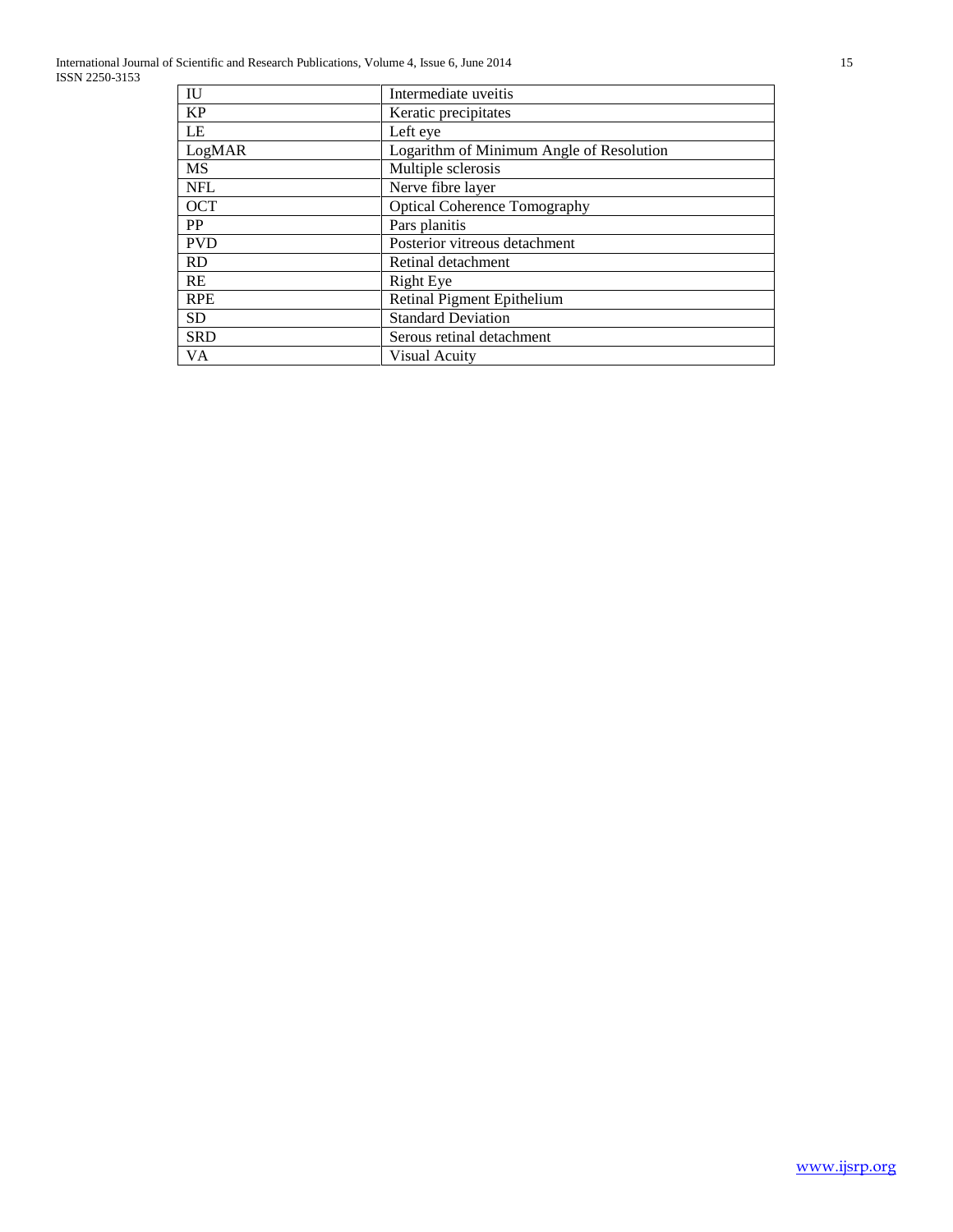| | |
|---|---|
| IU | Intermediate uveitis |
| KP | Keratic precipitates |
| LE | Left eye |
| LogMAR | Logarithm of Minimum Angle of Resolution |
| MS | Multiple sclerosis |
| NFL | Nerve fibre layer |
| OCT | Optical Coherence Tomography |
| PP | Pars planitis |
| PVD | Posterior vitreous detachment |
| RD | Retinal detachment |
| RE | Right Eye |
| RPE | Retinal Pigment Epithelium |
| SD | Standard Deviation |
| SRD | Serous retinal detachment |
| VA | Visual Acuity |